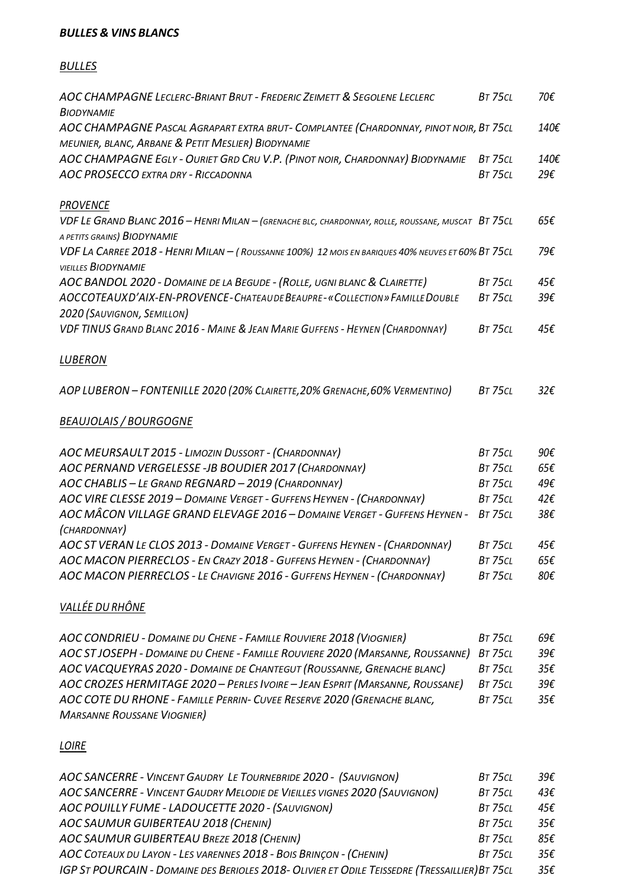# *BULLES & VINS BLANCS*

## *BULLES*

| | | |
|---|---|---|
| *AOC CHAMPAGNE LECLERC-BRIANT BRUT - FREDERIC ZEIMETT & SEGOLENE LECLERC BIODYNAMIE* | *BT 75CL* | *70€* |
| *AOC CHAMPAGNE PASCAL AGRAPART EXTRA BRUT- COMPLANTEE (CHARDONNAY, PINOT NOIR, MEUNIER, BLANC, ARBANE & PETIT MESLIER) BIODYNAMIE* | *BT 75CL* | *140€* |
| *AOC CHAMPAGNE EGLY - OURIET GRD CRU V.P. (PINOT NOIR, CHARDONNAY) BIODYNAMIE* | *BT 75CL* | *140€* |
| *AOC PROSECCO EXTRA DRY - RICCADONNA* | *BT 75CL* | *29€* |

## *PROVENCE*

| | | |
|---|---|---|
| *VDF LE GRAND BLANC 2016 – HENRI MILAN – (GRENACHE BLC, CHARDONNAY, ROLLE, ROUSSANE, MUSCAT A PETITS GRAINS) BIODYNAMIE* | *BT 75CL* | *65€* |
| *VDF LA CARREE 2018 - HENRI MILAN – ( ROUSSANNE 100%) 12 MOIS EN BARIQUES 40% NEUVES ET 60% VIEILLES BIODYNAMIE* | *BT 75CL* | *79€* |
| *AOC BANDOL 2020 - DOMAINE DE LA BEGUDE - (ROLLE, UGNI BLANC & CLAIRETTE)* | *BT 75CL* | *45€* |
| *AOC COTEAUX D'AIX-EN-PROVENCE - CHATEAU DE BEAUPRE - « COLLECTION » FAMILLE DOUBLE 2020 (SAUVIGNON, SEMILLON)* | *BT 75CL* | *39€* |
| *VDF TINUS GRAND BLANC 2016 - MAINE & JEAN MARIE GUFFENS - HEYNEN (CHARDONNAY)* | *BT 75CL* | *45€* |

## *LUBERON*

| | | |
|---|---|---|
| *AOP LUBERON – FONTENILLE 2020 (20% CLAIRETTE, 20% GRENACHE, 60% VERMENTINO)* | *BT 75CL* | *32€* |

## *BEAUJOLAIS / BOURGOGNE*

| | | |
|---|---|---|
| *AOC MEURSAULT 2015 - LIMOZIN DUSSORT - (CHARDONNAY)* | *BT 75CL* | *90€* |
| *AOC PERNAND VERGELESSE -JB BOUDIER 2017 (CHARDONNAY)* | *BT 75CL* | *65€* |
| *AOC CHABLIS – LE GRAND REGNARD – 2019 (CHARDONNAY)* | *BT 75CL* | *49€* |
| *AOC VIRE CLESSE 2019 – DOMAINE VERGET - GUFFENS HEYNEN - (CHARDONNAY)* | *BT 75CL* | *42€* |
| *AOC MÂCON VILLAGE GRAND ELEVAGE 2016 – DOMAINE VERGET - GUFFENS HEYNEN - (CHARDONNAY)* | *BT 75CL* | *38€* |
| *AOC ST VERAN LE CLOS 2013 - DOMAINE VERGET - GUFFENS HEYNEN - (CHARDONNAY)* | *BT 75CL* | *45€* |
| *AOC MACON PIERRECLOS - EN CRAZY 2018 - GUFFENS HEYNEN - (CHARDONNAY)* | *BT 75CL* | *65€* |
| *AOC MACON PIERRECLOS - LE CHAVIGNE 2016 - GUFFENS HEYNEN - (CHARDONNAY)* | *BT 75CL* | *80€* |

## *VALLÉE DU RHÔNE*

| | | |
|---|---|---|
| *AOC CONDRIEU - DOMAINE DU CHENE - FAMILLE ROUVIERE 2018 (VIOGNIER)* | *BT 75CL* | *69€* |
| *AOC ST JOSEPH - DOMAINE DU CHENE - FAMILLE ROUVIERE 2020 (MARSANNE, ROUSSANNE)* | *BT 75CL* | *39€* |
| *AOC VACQUEYRAS 2020 - DOMAINE DE CHANTEGUT (ROUSSANNE, GRENACHE BLANC)* | *BT 75CL* | *35€* |
| *AOC CROZES HERMITAGE 2020 – PERLES IVOIRE – JEAN ESPRIT (MARSANNE, ROUSSANE)* | *BT 75CL* | *39€* |
| *AOC COTE DU RHONE - FAMILLE PERRIN- CUVEE RESERVE 2020 (GRENACHE BLANC, MARSANNE ROUSSANE VIOGNIER)* | *BT 75CL* | *35€* |

## *LOIRE*

| | | |
|---|---|---|
| *AOC SANCERRE - VINCENT GAUDRY LE TOURNEBRIDE 2020 - (SAUVIGNON)* | *BT 75CL* | *39€* |
| *AOC SANCERRE - VINCENT GAUDRY MELODIE DE VIEILLES VIGNES 2020 (SAUVIGNON)* | *BT 75CL* | *43€* |
| *AOC POUILLY FUME - LADOUCETTE 2020 - (SAUVIGNON)* | *BT 75CL* | *45€* |
| *AOC SAUMUR GUIBERTEAU 2018 (CHENIN)* | *BT 75CL* | *35€* |
| *AOC SAUMUR GUIBERTEAU BREZE 2018 (CHENIN)* | *BT 75CL* | *85€* |
| *AOC COTEAUX DU LAYON - LES VARENNES 2018 - BOIS BRINÇON - (CHENIN)* | *BT 75CL* | *35€* |
| *IGP ST POURCAIN - DOMAINE DES BERIOLES 2018- OLIVIER ET ODILE TEISSEDRE (TRESSAILLIER)* | *BT 75CL* | *35€* |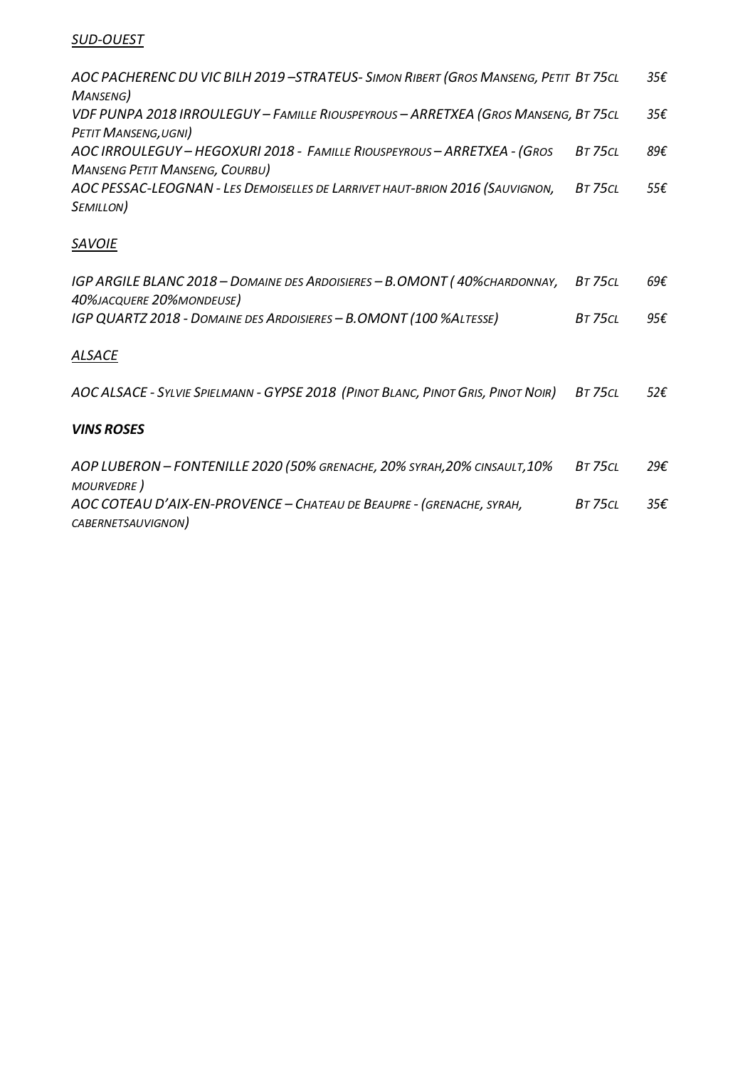## *SUD-OUEST*

| | | |
|---|---|---|
| *AOC PACHERENC DU VIC BILH 2019 –STRATEUS- SIMON RIBERT (GROS MANSENG, PETIT MANSENG)* | *BT 75CL* | *35€* |
| *VDF PUNPA 2018 IRROULEGUY – FAMILLE RIOUSPEYROUS – ARRETXEA (GROS MANSENG, PETIT MANSENG, UGNI)* | *BT 75CL* | *35€* |
| *AOC IRROULEGUY – HEGOXURI 2018 - FAMILLE RIOUSPEYROUS – ARRETXEA - (GROS MANSENG PETIT MANSENG, COURBU)* | *BT 75CL* | *89€* |
| *AOC PESSAC-LEOGNAN - LES DEMOISELLES DE LARRIVET HAUT-BRION 2016 (SAUVIGNON, SEMILLON)* | *BT 75CL* | *55€* |

## *SAVOIE*

| | | |
|---|---|---|
| *IGP ARGILE BLANC 2018 – DOMAINE DES ARDOISIERES – B.OMONT ( 40%CHARDONNAY, 40%JACQUERE 20%MONDEUSE)* | *BT 75CL* | *69€* |
| *IGP QUARTZ 2018 - DOMAINE DES ARDOISIERES – B.OMONT (100 %ALTESSE)* | *BT 75CL* | *95€* |

## *ALSACE*

| | | |
|---|---|---|
| *AOC ALSACE - SYLVIE SPIELMANN - GYPSE 2018 (PINOT BLANC, PINOT GRIS, PINOT NOIR)* | *BT 75CL* | *52€* |

## ***VINS ROSES***

| | | |
|---|---|---|
| *AOP LUBERON – FONTENILLE 2020 (50% GRENACHE, 20% SYRAH,20% CINSAULT,10% MOURVEDRE )* | *BT 75CL* | *29€* |
| *AOC COTEAU D'AIX-EN-PROVENCE – CHATEAU DE BEAUPRE - (GRENACHE, SYRAH, CABERNETSAUVIGNON)* | *BT 75CL* | *35€* |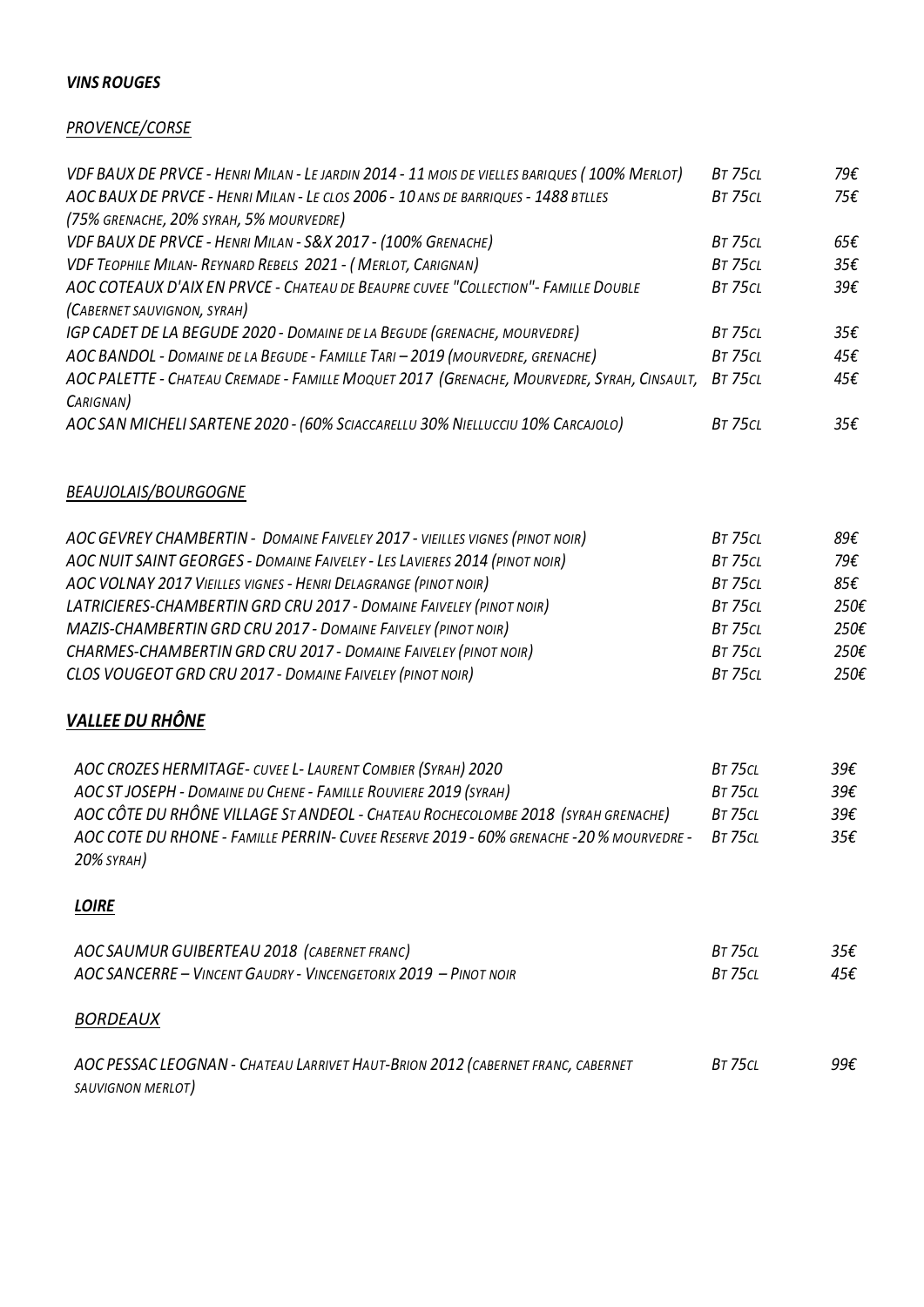### *VINS ROUGES*

#### *PROVENCE/CORSE*

| | | |
|---|---|---|
| *VDF BAUX DE PRVCE - HENRI MILAN - LE JARDIN 2014 - 11 MOIS DE VIELLES BARIQUES ( 100% MERLOT)* | *BT 75CL* | *79€* |
| *AOC BAUX DE PRVCE - HENRI MILAN - LE CLOS 2006 - 10 ANS DE BARRIQUES - 1488 BTLLES (75% GRENACHE, 20% SYRAH, 5% MOURVEDRE)* | *BT 75CL* | *75€* |
| *VDF BAUX DE PRVCE - HENRI MILAN - S&X 2017 - (100% GRENACHE)* | *BT 75CL* | *65€* |
| *VDF TEOPHILE MILAN- REYNARD REBELS 2021 - ( MERLOT, CARIGNAN)* | *BT 75CL* | *35€* |
| *AOC COTEAUX D'AIX EN PRVCE - CHATEAU DE BEAUPRE CUVEE "COLLECTION"- FAMILLE DOUBLE (CABERNET SAUVIGNON, SYRAH)* | *BT 75CL* | *39€* |
| *IGP CADET DE LA BEGUDE 2020 - DOMAINE DE LA BEGUDE (GRENACHE, MOURVEDRE)* | *BT 75CL* | *35€* |
| *AOC BANDOL - DOMAINE DE LA BEGUDE - FAMILLE TARI – 2019 (MOURVEDRE, GRENACHE)* | *BT 75CL* | *45€* |
| *AOC PALETTE - CHATEAU CREMADE - FAMILLE MOQUET 2017 (GRENACHE, MOURVEDRE, SYRAH, CINSAULT, CARIGNAN)* | *BT 75CL* | *45€* |
| *AOC SAN MICHELI SARTENE 2020 - (60% SCIACCARELLU 30% NIELLUCCIU 10% CARCAJOLO)* | *BT 75CL* | *35€* |

#### *BEAUJOLAIS/BOURGOGNE*

| | | |
|---|---|---|
| *AOC GEVREY CHAMBERTIN - DOMAINE FAIVELEY 2017 - VIEILLES VIGNES (PINOT NOIR)* | *BT 75CL* | *89€* |
| *AOC NUIT SAINT GEORGES - DOMAINE FAIVELEY - LES LAVIERES 2014 (PINOT NOIR)* | *BT 75CL* | *79€* |
| *AOC VOLNAY 2017 VIEILLES VIGNES - HENRI DELAGRANGE (PINOT NOIR)* | *BT 75CL* | *85€* |
| *LATRICIERES-CHAMBERTIN GRD CRU 2017 - DOMAINE FAIVELEY (PINOT NOIR)* | *BT 75CL* | *250€* |
| *MAZIS-CHAMBERTIN GRD CRU 2017 - DOMAINE FAIVELEY (PINOT NOIR)* | *BT 75CL* | *250€* |
| *CHARMES-CHAMBERTIN GRD CRU 2017 - DOMAINE FAIVELEY (PINOT NOIR)* | *BT 75CL* | *250€* |
| *CLOS VOUGEOT GRD CRU 2017 - DOMAINE FAIVELEY (PINOT NOIR)* | *BT 75CL* | *250€* |

#### ***VALLEE DU RHÔNE***

| | | |
|---|---|---|
| *AOC CROZES HERMITAGE- CUVEE L- LAURENT COMBIER (SYRAH) 2020* | *BT 75CL* | *39€* |
| *AOC ST JOSEPH - DOMAINE DU CHENE - FAMILLE ROUVIERE 2019 (SYRAH)* | *BT 75CL* | *39€* |
| *AOC CÔTE DU RHÔNE VILLAGE ST ANDEOL - CHATEAU ROCHECOLOMBE 2018 (SYRAH GRENACHE)* | *BT 75CL* | *39€* |
| *AOC COTE DU RHONE - FAMILLE PERRIN- CUVEE RESERVE 2019 - 60% GRENACHE -20 % MOURVEDRE - 20% SYRAH)* | *BT 75CL* | *35€* |

#### ***LOIRE***

| | | |
|---|---|---|
| *AOC SAUMUR GUIBERTEAU 2018 (CABERNET FRANC)* | *BT 75CL* | *35€* |
| *AOC SANCERRE – VINCENT GAUDRY - VINCENGETORIX 2019 – PINOT NOIR* | *BT 75CL* | *45€* |

#### *BORDEAUX*

| | | |
|---|---|---|
| *AOC PESSAC LEOGNAN - CHATEAU LARRIVET HAUT-BRION 2012 (CABERNET FRANC, CABERNET SAUVIGNON MERLOT)* | *BT 75CL* | *99€* |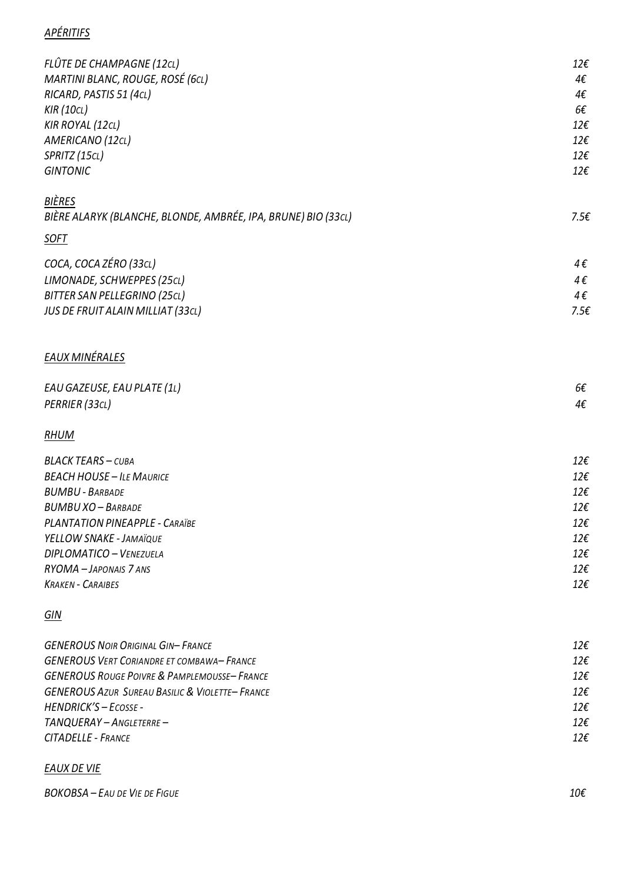## *APÉRITIFS*

| | |
|---|---|
| *FLÛTE DE CHAMPAGNE (12CL)* | *12€* |
| *MARTINI BLANC, ROUGE, ROSÉ (6CL)* | *4€* |
| *RICARD, PASTIS 51 (4CL)* | *4€* |
| *KIR (10CL)* | *6€* |
| *KIR ROYAL (12CL)* | *12€* |
| *AMERICANO (12CL)* | *12€* |
| *SPRITZ (15CL)* | *12€* |
| *GINTONIC* | *12€* |

## *BIÈRES*

| | |
|---|---|
| *BIÈRE ALARYK (BLANCHE, BLONDE, AMBRÉE, IPA, BRUNE) BIO (33CL)* | *7.5€* |

## *SOFT*

| | |
|---|---|
| *COCA, COCA ZÉRO (33CL)* | *4 €* |
| *LIMONADE, SCHWEPPES (25CL)* | *4 €* |
| *BITTER SAN PELLEGRINO (25CL)* | *4 €* |
| *JUS DE FRUIT ALAIN MILLIAT (33CL)* | *7.5€* |

## *EAUX MINÉRALES*

| | |
|---|---|
| *EAU GAZEUSE, EAU PLATE (1L)* | *6€* |
| *PERRIER (33CL)* | *4€* |

## *RHUM*

| | |
|---|---|
| *BLACK TEARS – CUBA* | *12€* |
| *BEACH HOUSE – ILE MAURICE* | *12€* |
| *BUMBU - BARBADE* | *12€* |
| *BUMBU XO – BARBADE* | *12€* |
| *PLANTATION PINEAPPLE - CARAÏBE* | *12€* |
| *YELLOW SNAKE - JAMAÏQUE* | *12€* |
| *DIPLOMATICO – VENEZUELA* | *12€* |
| *RYOMA – JAPONAIS 7 ANS* | *12€* |
| *KRAKEN - CARAIBES* | *12€* |

## *GIN*

| | |
|---|---|
| *GENEROUS NOIR ORIGINAL GIN– FRANCE* | *12€* |
| *GENEROUS VERT CORIANDRE ET COMBAWA– FRANCE* | *12€* |
| *GENEROUS ROUGE POIVRE & PAMPLEMOUSSE– FRANCE* | *12€* |
| *GENEROUS AZUR SUREAU BASILIC & VIOLETTE– FRANCE* | *12€* |
| *HENDRICK'S – ECOSSE -* | *12€* |
| *TANQUERAY – ANGLETERRE –* | *12€* |
| *CITADELLE - FRANCE* | *12€* |

## *EAUX DE VIE*

| | |
|---|---|
| *BOKOBSA – EAU DE VIE DE FIGUE* | *10€* |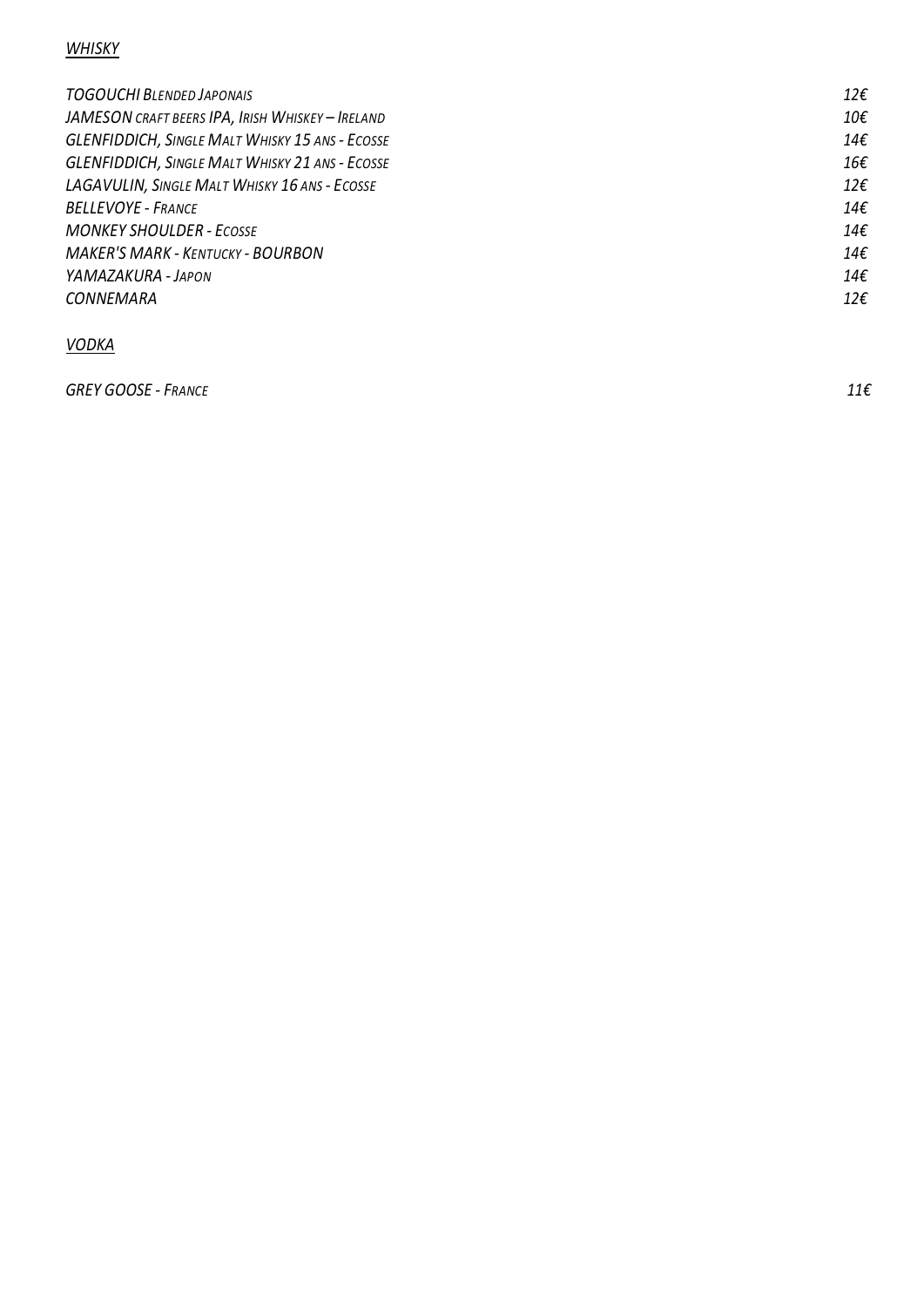## *WHISKY*

| | |
|---|---|
| *TOGOUCHI BLENDED JAPONAIS* | *12€* |
| *JAMESON CRAFT BEERS IPA, IRISH WHISKEY – IRELAND* | *10€* |
| *GLENFIDDICH, SINGLE MALT WHISKY 15 ANS - ECOSSE* | *14€* |
| *GLENFIDDICH, SINGLE MALT WHISKY 21 ANS - ECOSSE* | *16€* |
| *LAGAVULIN, SINGLE MALT WHISKY 16 ANS - ECOSSE* | *12€* |
| *BELLEVOYE - FRANCE* | *14€* |
| *MONKEY SHOULDER - ECOSSE* | *14€* |
| *MAKER'S MARK - KENTUCKY - BOURBON* | *14€* |
| *YAMAZAKURA - JAPON* | *14€* |
| *CONNEMARA* | *12€* |

## *VODKA*

| | |
|---|---|
| *GREY GOOSE - FRANCE* | *11€* |